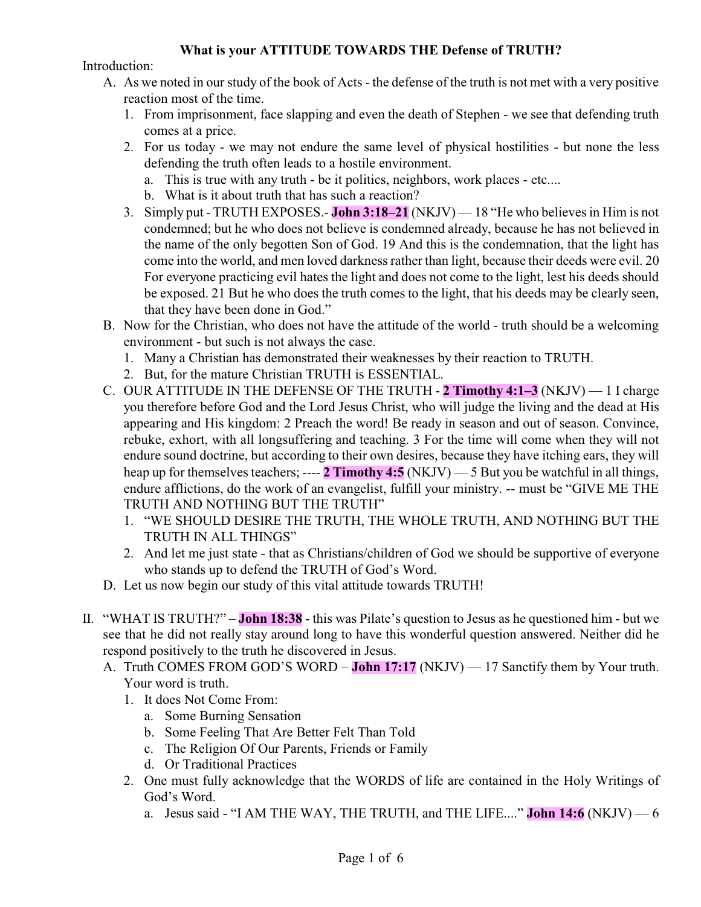**What is your ATTITUDE TOWARDS THE Defense of TRUTH?**

Introduction:

A. As we noted in our study of the book of Acts - the defense of the truth is not met with a very positive reaction most of the time.
   1. From imprisonment, face slapping and even the death of Stephen - we see that defending truth comes at a price.
   2. For us today - we may not endure the same level of physical hostilities - but none the less defending the truth often leads to a hostile environment.
      a. This is true with any truth - be it politics, neighbors, work places - etc....
      b. What is it about truth that has such a reaction?
   3. Simply put - TRUTH EXPOSES.- **John 3:18–21** (NKJV) — 18 "He who believes in Him is not condemned; but he who does not believe is condemned already, because he has not believed in the name of the only begotten Son of God. 19 And this is the condemnation, that the light has come into the world, and men loved darkness rather than light, because their deeds were evil. 20 For everyone practicing evil hates the light and does not come to the light, lest his deeds should be exposed. 21 But he who does the truth comes to the light, that his deeds may be clearly seen, that they have been done in God."

B. Now for the Christian, who does not have the attitude of the world - truth should be a welcoming environment - but such is not always the case.
   1. Many a Christian has demonstrated their weaknesses by their reaction to TRUTH.
   2. But, for the mature Christian TRUTH is ESSENTIAL.

C. OUR ATTITUDE IN THE DEFENSE OF THE TRUTH - **2 Timothy 4:1–3** (NKJV) — 1 I charge you therefore before God and the Lord Jesus Christ, who will judge the living and the dead at His appearing and His kingdom: 2 Preach the word! Be ready in season and out of season. Convince, rebuke, exhort, with all longsuffering and teaching. 3 For the time will come when they will not endure sound doctrine, but according to their own desires, because they have itching ears, they will heap up for themselves teachers; ---- **2 Timothy 4:5** (NKJV) — 5 But you be watchful in all things, endure afflictions, do the work of an evangelist, fulfill your ministry. -- must be "GIVE ME THE TRUTH AND NOTHING BUT THE TRUTH"
   1. "WE SHOULD DESIRE THE TRUTH, THE WHOLE TRUTH, AND NOTHING BUT THE TRUTH IN ALL THINGS"
   2. And let me just state - that as Christians/children of God we should be supportive of everyone who stands up to defend the TRUTH of God's Word.

D. Let us now begin our study of this vital attitude towards TRUTH!

II. "WHAT IS TRUTH?" – **John 18:38** - this was Pilate's question to Jesus as he questioned him - but we see that he did not really stay around long to have this wonderful question answered. Neither did he respond positively to the truth he discovered in Jesus.

A. Truth COMES FROM GOD'S WORD – **John 17:17** (NKJV) — 17 Sanctify them by Your truth. Your word is truth.
   1. It does Not Come From:
      a. Some Burning Sensation
      b. Some Feeling That Are Better Felt Than Told
      c. The Religion Of Our Parents, Friends or Family
      d. Or Traditional Practices
   2. One must fully acknowledge that the WORDS of life are contained in the Holy Writings of God's Word.
      a. Jesus said - "I AM THE WAY, THE TRUTH, and THE LIFE...." **John 14:6** (NKJV) — 6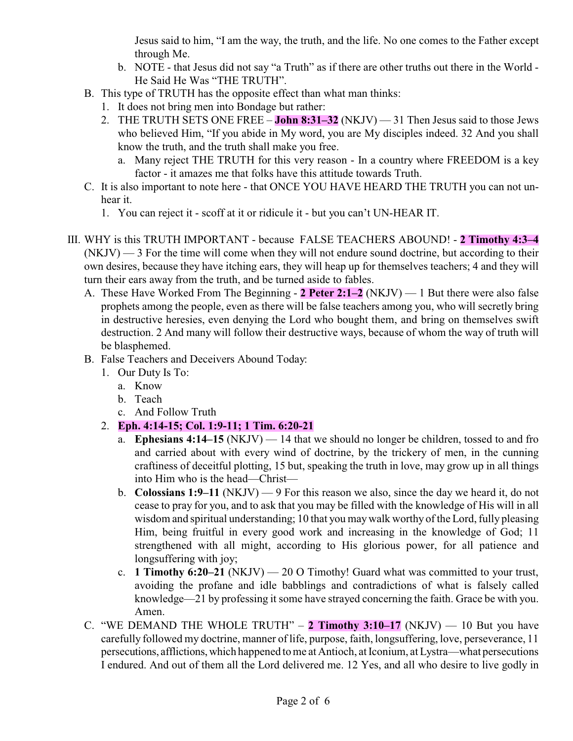Jesus said to him, "I am the way, the truth, and the life. No one comes to the Father except through Me.

   b. NOTE - that Jesus did not say "a Truth" as if there are other truths out there in the World - He Said He Was "THE TRUTH".

B. This type of TRUTH has the opposite effect than what man thinks:
   1. It does not bring men into Bondage but rather:
   2. THE TRUTH SETS ONE FREE – **John 8:31–32** (NKJV) — 31 Then Jesus said to those Jews who believed Him, "If you abide in My word, you are My disciples indeed. 32 And you shall know the truth, and the truth shall make you free.
      a. Many reject THE TRUTH for this very reason - In a country where FREEDOM is a key factor - it amazes me that folks have this attitude towards Truth.

C. It is also important to note here - that ONCE YOU HAVE HEARD THE TRUTH you can not un-hear it.
   1. You can reject it - scoff at it or ridicule it - but you can't UN-HEAR IT.

III. WHY is this TRUTH IMPORTANT - because FALSE TEACHERS ABOUND! - **2 Timothy 4:3–4** (NKJV) — 3 For the time will come when they will not endure sound doctrine, but according to their own desires, because they have itching ears, they will heap up for themselves teachers; 4 and they will turn their ears away from the truth, and be turned aside to fables.

A. These Have Worked From The Beginning - **2 Peter 2:1–2** (NKJV) — 1 But there were also false prophets among the people, even as there will be false teachers among you, who will secretly bring in destructive heresies, even denying the Lord who bought them, and bring on themselves swift destruction. 2 And many will follow their destructive ways, because of whom the way of truth will be blasphemed.

B. False Teachers and Deceivers Abound Today:
   1. Our Duty Is To:
      a. Know
      b. Teach
      c. And Follow Truth
   2. **Eph. 4:14-15; Col. 1:9-11; 1 Tim. 6:20-21**
      a. **Ephesians 4:14–15** (NKJV) — 14 that we should no longer be children, tossed to and fro and carried about with every wind of doctrine, by the trickery of men, in the cunning craftiness of deceitful plotting, 15 but, speaking the truth in love, may grow up in all things into Him who is the head—Christ—
      b. **Colossians 1:9–11** (NKJV) — 9 For this reason we also, since the day we heard it, do not cease to pray for you, and to ask that you may be filled with the knowledge of His will in all wisdom and spiritual understanding; 10 that you may walk worthy of the Lord, fully pleasing Him, being fruitful in every good work and increasing in the knowledge of God; 11 strengthened with all might, according to His glorious power, for all patience and longsuffering with joy;
      c. **1 Timothy 6:20–21** (NKJV) — 20 O Timothy! Guard what was committed to your trust, avoiding the profane and idle babblings and contradictions of what is falsely called knowledge—21 by professing it some have strayed concerning the faith. Grace be with you. Amen.

C. "WE DEMAND THE WHOLE TRUTH" – **2 Timothy 3:10–17** (NKJV) — 10 But you have carefully followed my doctrine, manner of life, purpose, faith, longsuffering, love, perseverance, 11 persecutions, afflictions, which happened to me at Antioch, at Iconium, at Lystra—what persecutions I endured. And out of them all the Lord delivered me. 12 Yes, and all who desire to live godly in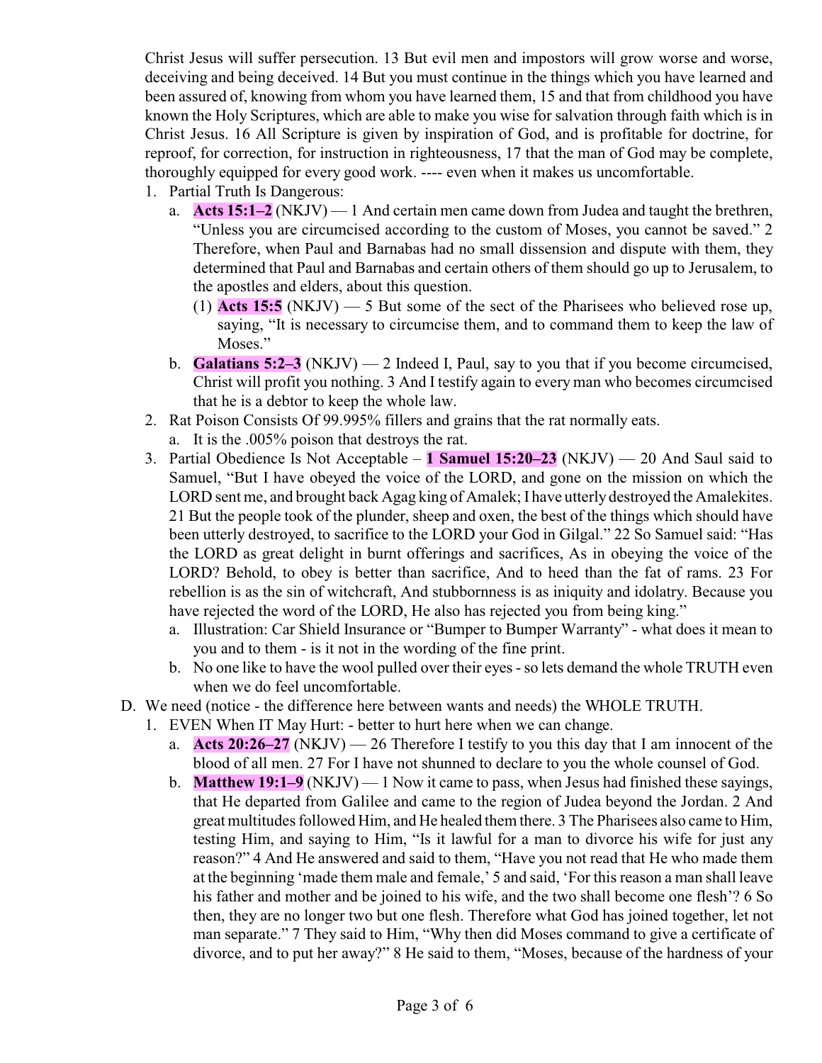Christ Jesus will suffer persecution. 13 But evil men and impostors will grow worse and worse, deceiving and being deceived. 14 But you must continue in the things which you have learned and been assured of, knowing from whom you have learned them, 15 and that from childhood you have known the Holy Scriptures, which are able to make you wise for salvation through faith which is in Christ Jesus. 16 All Scripture is given by inspiration of God, and is profitable for doctrine, for reproof, for correction, for instruction in righteousness, 17 that the man of God may be complete, thoroughly equipped for every good work. ---- even when it makes us uncomfortable.

1. Partial Truth Is Dangerous:
   a. **Acts 15:1–2** (NKJV) — 1 And certain men came down from Judea and taught the brethren, "Unless you are circumcised according to the custom of Moses, you cannot be saved." 2 Therefore, when Paul and Barnabas had no small dissension and dispute with them, they determined that Paul and Barnabas and certain others of them should go up to Jerusalem, to the apostles and elders, about this question.
      (1) **Acts 15:5** (NKJV) — 5 But some of the sect of the Pharisees who believed rose up, saying, "It is necessary to circumcise them, and to command them to keep the law of Moses."
   b. **Galatians 5:2–3** (NKJV) — 2 Indeed I, Paul, say to you that if you become circumcised, Christ will profit you nothing. 3 And I testify again to every man who becomes circumcised that he is a debtor to keep the whole law.
2. Rat Poison Consists Of 99.995% fillers and grains that the rat normally eats.
   a. It is the .005% poison that destroys the rat.
3. Partial Obedience Is Not Acceptable – **1 Samuel 15:20–23** (NKJV) — 20 And Saul said to Samuel, "But I have obeyed the voice of the LORD, and gone on the mission on which the LORD sent me, and brought back Agag king of Amalek; I have utterly destroyed the Amalekites. 21 But the people took of the plunder, sheep and oxen, the best of the things which should have been utterly destroyed, to sacrifice to the LORD your God in Gilgal." 22 So Samuel said: "Has the LORD as great delight in burnt offerings and sacrifices, As in obeying the voice of the LORD? Behold, to obey is better than sacrifice, And to heed than the fat of rams. 23 For rebellion is as the sin of witchcraft, And stubbornness is as iniquity and idolatry. Because you have rejected the word of the LORD, He also has rejected you from being king."
   a. Illustration: Car Shield Insurance or "Bumper to Bumper Warranty" - what does it mean to you and to them - is it not in the wording of the fine print.
   b. No one like to have the wool pulled over their eyes - so lets demand the whole TRUTH even when we do feel uncomfortable.

D. We need (notice - the difference here between wants and needs) the WHOLE TRUTH.
1. EVEN When IT May Hurt: - better to hurt here when we can change.
   a. **Acts 20:26–27** (NKJV) — 26 Therefore I testify to you this day that I am innocent of the blood of all men. 27 For I have not shunned to declare to you the whole counsel of God.
   b. **Matthew 19:1–9** (NKJV) — 1 Now it came to pass, when Jesus had finished these sayings, that He departed from Galilee and came to the region of Judea beyond the Jordan. 2 And great multitudes followed Him, and He healed them there. 3 The Pharisees also came to Him, testing Him, and saying to Him, "Is it lawful for a man to divorce his wife for just any reason?" 4 And He answered and said to them, "Have you not read that He who made them at the beginning 'made them male and female,' 5 and said, 'For this reason a man shall leave his father and mother and be joined to his wife, and the two shall become one flesh'? 6 So then, they are no longer two but one flesh. Therefore what God has joined together, let not man separate." 7 They said to Him, "Why then did Moses command to give a certificate of divorce, and to put her away?" 8 He said to them, "Moses, because of the hardness of your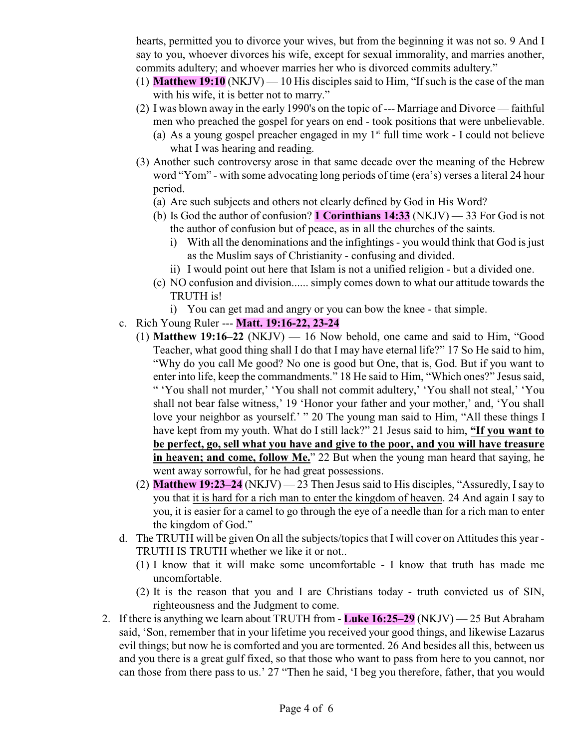hearts, permitted you to divorce your wives, but from the beginning it was not so. 9 And I say to you, whoever divorces his wife, except for sexual immorality, and marries another, commits adultery; and whoever marries her who is divorced commits adultery."

   - (1) **Matthew 19:10** (NKJV) — 10 His disciples said to Him, "If such is the case of the man with his wife, it is better not to marry."
   - (2) I was blown away in the early 1990's on the topic of --- Marriage and Divorce — faithful men who preached the gospel for years on end - took positions that were unbelievable.
     - (a) As a young gospel preacher engaged in my 1st full time work - I could not believe what I was hearing and reading.
   - (3) Another such controversy arose in that same decade over the meaning of the Hebrew word "Yom" - with some advocating long periods of time (era's) verses a literal 24 hour period.
     - (a) Are such subjects and others not clearly defined by God in His Word?
     - (b) Is God the author of confusion? **1 Corinthians 14:33** (NKJV) — 33 For God is not the author of confusion but of peace, as in all the churches of the saints.
       - i) With all the denominations and the infightings - you would think that God is just as the Muslim says of Christianity - confusing and divided.
       - ii) I would point out here that Islam is not a unified religion - but a divided one.
     - (c) NO confusion and division...... simply comes down to what our attitude towards the TRUTH is!
       - i) You can get mad and angry or you can bow the knee - that simple.

c. Rich Young Ruler --- **Matt. 19:16-22, 23-24**
   - (1) **Matthew 19:16–22** (NKJV) — 16 Now behold, one came and said to Him, "Good Teacher, what good thing shall I do that I may have eternal life?" 17 So He said to him, "Why do you call Me good? No one is good but One, that is, God. But if you want to enter into life, keep the commandments." 18 He said to Him, "Which ones?" Jesus said, " 'You shall not murder,' 'You shall not commit adultery,' 'You shall not steal,' 'You shall not bear false witness,' 19 'Honor your father and your mother,' and, 'You shall love your neighbor as yourself.' " 20 The young man said to Him, "All these things I have kept from my youth. What do I still lack?" 21 Jesus said to him, **"If you want to be perfect, go, sell what you have and give to the poor, and you will have treasure in heaven; and come, follow Me.**" 22 But when the young man heard that saying, he went away sorrowful, for he had great possessions.
   - (2) **Matthew 19:23–24** (NKJV) — 23 Then Jesus said to His disciples, "Assuredly, I say to you that it is hard for a rich man to enter the kingdom of heaven. 24 And again I say to you, it is easier for a camel to go through the eye of a needle than for a rich man to enter the kingdom of God."

d. The TRUTH will be given On all the subjects/topics that I will cover on Attitudes this year - TRUTH IS TRUTH whether we like it or not..
   - (1) I know that it will make some uncomfortable - I know that truth has made me uncomfortable.
   - (2) It is the reason that you and I are Christians today - truth convicted us of SIN, righteousness and the Judgment to come.

2. If there is anything we learn about TRUTH from - **Luke 16:25–29** (NKJV) — 25 But Abraham said, 'Son, remember that in your lifetime you received your good things, and likewise Lazarus evil things; but now he is comforted and you are tormented. 26 And besides all this, between us and you there is a great gulf fixed, so that those who want to pass from here to you cannot, nor can those from there pass to us.' 27 "Then he said, 'I beg you therefore, father, that you would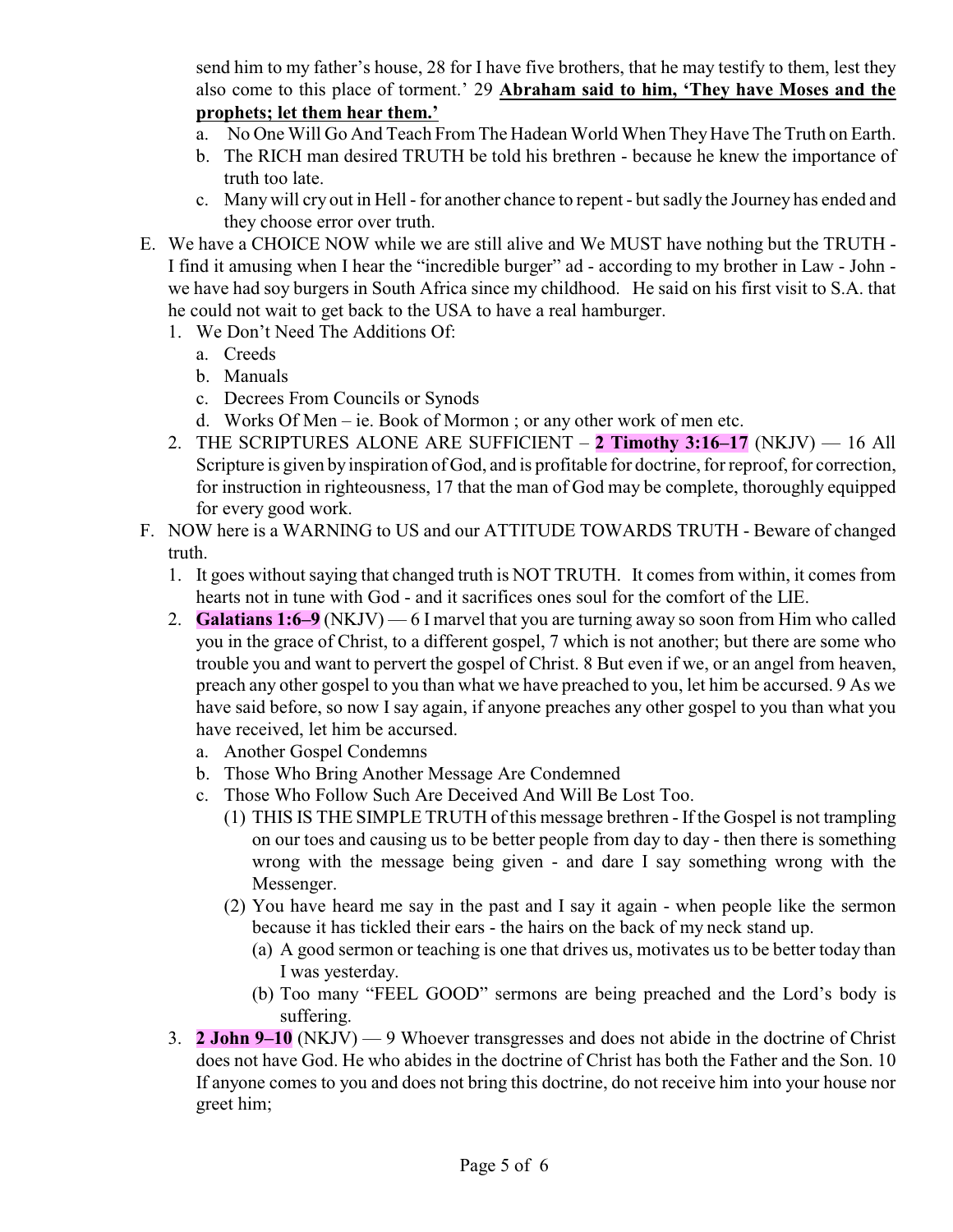send him to my father's house, 28 for I have five brothers, that he may testify to them, lest they also come to this place of torment.' 29 **Abraham said to him, 'They have Moses and the prophets; let them hear them.'**

   a. No One Will Go And Teach From The Hadean World When They Have The Truth on Earth.
   b. The RICH man desired TRUTH be told his brethren - because he knew the importance of truth too late.
   c. Many will cry out in Hell - for another chance to repent - but sadly the Journey has ended and they choose error over truth.

E. We have a CHOICE NOW while we are still alive and We MUST have nothing but the TRUTH - I find it amusing when I hear the "incredible burger" ad - according to my brother in Law - John - we have had soy burgers in South Africa since my childhood. He said on his first visit to S.A. that he could not wait to get back to the USA to have a real hamburger.

   1. We Don't Need The Additions Of:
      a. Creeds
      b. Manuals
      c. Decrees From Councils or Synods
      d. Works Of Men – ie. Book of Mormon ; or any other work of men etc.
   2. THE SCRIPTURES ALONE ARE SUFFICIENT – **2 Timothy 3:16–17** (NKJV) — 16 All Scripture is given by inspiration of God, and is profitable for doctrine, for reproof, for correction, for instruction in righteousness, 17 that the man of God may be complete, thoroughly equipped for every good work.

F. NOW here is a WARNING to US and our ATTITUDE TOWARDS TRUTH - Beware of changed truth.

   1. It goes without saying that changed truth is NOT TRUTH. It comes from within, it comes from hearts not in tune with God - and it sacrifices ones soul for the comfort of the LIE.
   2. **Galatians 1:6–9** (NKJV) — 6 I marvel that you are turning away so soon from Him who called you in the grace of Christ, to a different gospel, 7 which is not another; but there are some who trouble you and want to pervert the gospel of Christ. 8 But even if we, or an angel from heaven, preach any other gospel to you than what we have preached to you, let him be accursed. 9 As we have said before, so now I say again, if anyone preaches any other gospel to you than what you have received, let him be accursed.
      a. Another Gospel Condemns
      b. Those Who Bring Another Message Are Condemned
      c. Those Who Follow Such Are Deceived And Will Be Lost Too.
         (1) THIS IS THE SIMPLE TRUTH of this message brethren - If the Gospel is not trampling on our toes and causing us to be better people from day to day - then there is something wrong with the message being given - and dare I say something wrong with the Messenger.
         (2) You have heard me say in the past and I say it again - when people like the sermon because it has tickled their ears - the hairs on the back of my neck stand up.
            (a) A good sermon or teaching is one that drives us, motivates us to be better today than I was yesterday.
            (b) Too many "FEEL GOOD" sermons are being preached and the Lord's body is suffering.
   3. **2 John 9–10** (NKJV) — 9 Whoever transgresses and does not abide in the doctrine of Christ does not have God. He who abides in the doctrine of Christ has both the Father and the Son. 10 If anyone comes to you and does not bring this doctrine, do not receive him into your house nor greet him;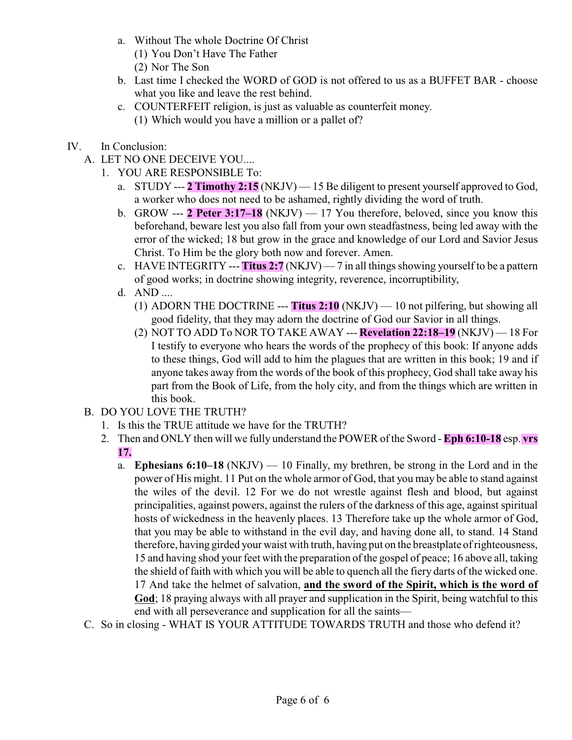a. Without The whole Doctrine Of Christ
   (1) You Don't Have The Father
   (2) Nor The Son
b. Last time I checked the WORD of GOD is not offered to us as a BUFFET BAR - choose what you like and leave the rest behind.
c. COUNTERFEIT religion, is just as valuable as counterfeit money.
   (1) Which would you have a million or a pallet of?

IV. In Conclusion:

A. LET NO ONE DECEIVE YOU....

1. YOU ARE RESPONSIBLE To:
   a. STUDY --- **2 Timothy 2:15** (NKJV) — 15 Be diligent to present yourself approved to God, a worker who does not need to be ashamed, rightly dividing the word of truth.
   b. GROW --- **2 Peter 3:17–18** (NKJV) — 17 You therefore, beloved, since you know this beforehand, beware lest you also fall from your own steadfastness, being led away with the error of the wicked; 18 but grow in the grace and knowledge of our Lord and Savior Jesus Christ. To Him be the glory both now and forever. Amen.
   c. HAVE INTEGRITY --- **Titus 2:7** (NKJV) — 7 in all things showing yourself to be a pattern of good works; in doctrine showing integrity, reverence, incorruptibility,
   d. AND ....
      (1) ADORN THE DOCTRINE --- **Titus 2:10** (NKJV) — 10 not pilfering, but showing all good fidelity, that they may adorn the doctrine of God our Savior in all things.
      (2) NOT TO ADD To NOR TO TAKE AWAY --- **Revelation 22:18–19** (NKJV) — 18 For I testify to everyone who hears the words of the prophecy of this book: If anyone adds to these things, God will add to him the plagues that are written in this book; 19 and if anyone takes away from the words of the book of this prophecy, God shall take away his part from the Book of Life, from the holy city, and from the things which are written in this book.

B. DO YOU LOVE THE TRUTH?

1. Is this the TRUE attitude we have for the TRUTH?
2. Then and ONLY then will we fully understand the POWER of the Sword - **Eph 6:10-18** esp. **vrs 17.**
   a. **Ephesians 6:10–18** (NKJV) — 10 Finally, my brethren, be strong in the Lord and in the power of His might. 11 Put on the whole armor of God, that you may be able to stand against the wiles of the devil. 12 For we do not wrestle against flesh and blood, but against principalities, against powers, against the rulers of the darkness of this age, against spiritual hosts of wickedness in the heavenly places. 13 Therefore take up the whole armor of God, that you may be able to withstand in the evil day, and having done all, to stand. 14 Stand therefore, having girded your waist with truth, having put on the breastplate of righteousness, 15 and having shod your feet with the preparation of the gospel of peace; 16 above all, taking the shield of faith with which you will be able to quench all the fiery darts of the wicked one. 17 And take the helmet of salvation, **and the sword of the Spirit, which is the word of God**; 18 praying always with all prayer and supplication in the Spirit, being watchful to this end with all perseverance and supplication for all the saints—

C. So in closing - WHAT IS YOUR ATTITUDE TOWARDS TRUTH and those who defend it?